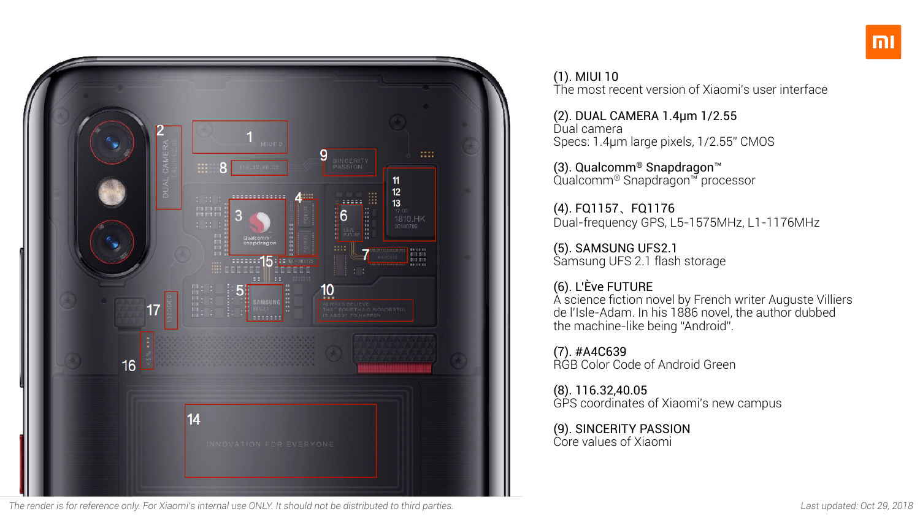(1). MIUI 10
The most recent version of Xiaomi's user interface

(2). DUAL CAMERA 1.4μm 1/2.55
Dual camera
Specs: 1.4μm large pixels, 1/2.55" CMOS

(3). Qualcomm® Snapdragon™
Qualcomm® Snapdragon™ processor

(4). FQ1157、FQ1176
Dual-frequency GPS, L5-1575MHz, L1-1176MHz

(5). SAMSUNG UFS2.1
Samsung UFS 2.1 flash storage

(6). L'Ève FUTURE
A science fiction novel by French writer Auguste Villiers de l'Isle-Adam. In his 1886 novel, the author dubbed the machine-like being "Android".

(7). #A4C639
RGB Color Code of Android Green

(8). 116.32,40.05
GPS coordinates of Xiaomi's new campus

(9). SINCERITY PASSION
Core values of Xiaomi

*The render is for reference only. For Xiaomi's internal use ONLY. It should not be distributed to third parties.*

*Last updated: Oct 29, 2018*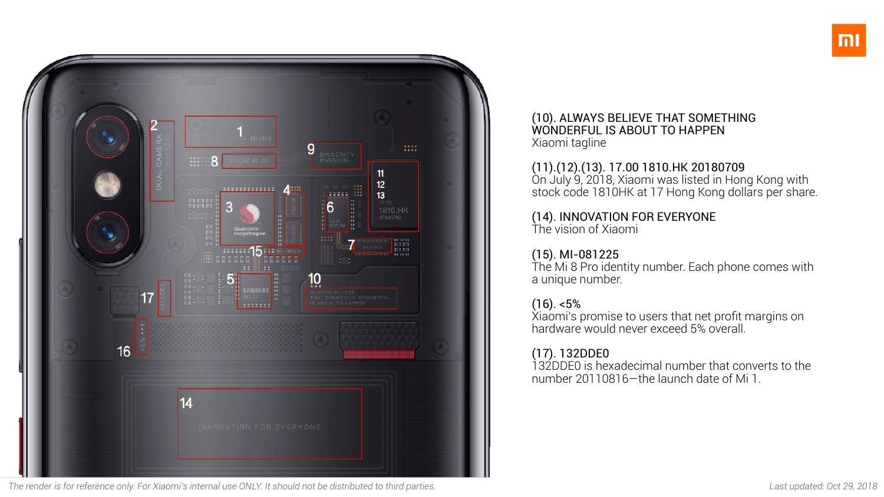(10). ALWAYS BELIEVE THAT SOMETHING WONDERFUL IS ABOUT TO HAPPEN
Xiaomi tagline

(11).(12).(13). 17.00 1810.HK 20180709
On July 9, 2018, Xiaomi was listed in Hong Kong with stock code 1810HK at 17 Hong Kong dollars per share.

(14). INNOVATION FOR EVERYONE
The vision of Xiaomi

(15). MI-081225
The Mi 8 Pro identity number. Each phone comes with a unique number.

(16). <5%
Xiaomi's promise to users that net profit margins on hardware would never exceed 5% overall.

(17). 132DDE0
132DDE0 is hexadecimal number that converts to the number 20110816—the launch date of Mi 1.

*The render is for reference only. For Xiaomi's internal use ONLY. It should not be distributed to third parties.*

*Last updated: Oct 29, 2018*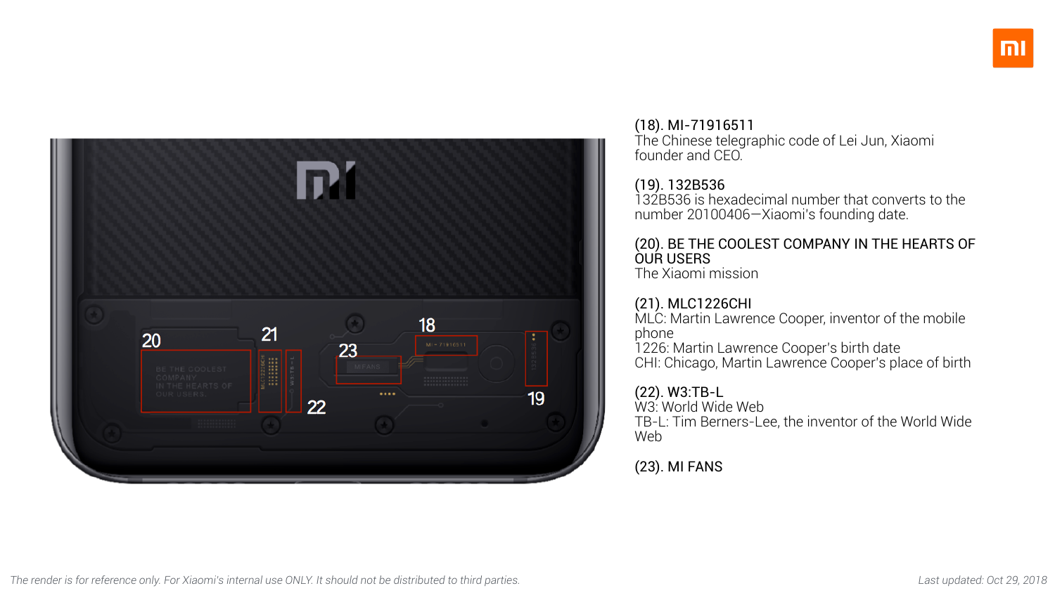(18). MI-71916511
The Chinese telegraphic code of Lei Jun, Xiaomi founder and CEO.

(19). 132B536
132B536 is hexadecimal number that converts to the number 20100406—Xiaomi's founding date.

(20). BE THE COOLEST COMPANY IN THE HEARTS OF OUR USERS
The Xiaomi mission

(21). MLC1226CHI
MLC: Martin Lawrence Cooper, inventor of the mobile phone
1226: Martin Lawrence Cooper's birth date
CHI: Chicago, Martin Lawrence Cooper's place of birth

(22). W3:TB-L
W3: World Wide Web
TB-L: Tim Berners-Lee, the inventor of the World Wide Web

(23). MI FANS

*The render is for reference only. For Xiaomi's internal use ONLY. It should not be distributed to third parties.*

*Last updated: Oct 29, 2018*